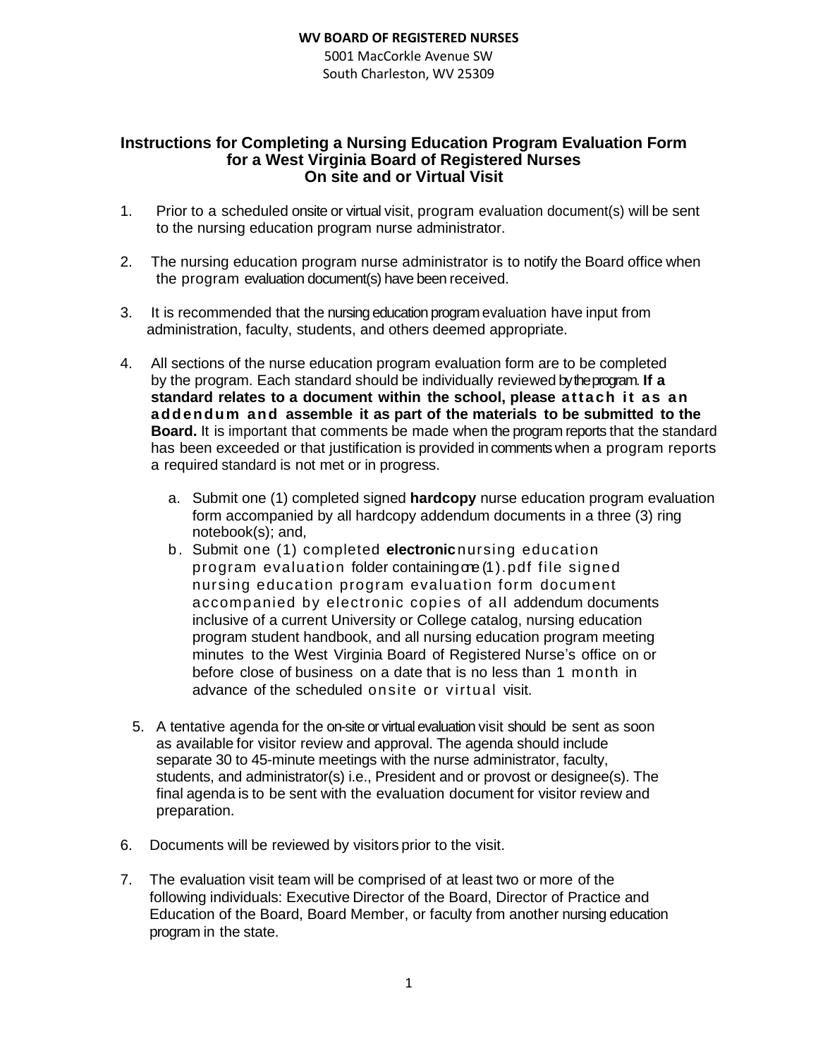**WV BOARD OF REGISTERED NURSES**
5001 MacCorkle Avenue SW
South Charleston, WV 25309

## Instructions for Completing a Nursing Education Program Evaluation Form for a West Virginia Board of Registered Nurses On site and or Virtual Visit

1. Prior to a scheduled onsite or virtual visit, program evaluation document(s) will be sent to the nursing education program nurse administrator.

2. The nursing education program nurse administrator is to notify the Board office when the program evaluation document(s) have been received.

3. It is recommended that the nursing education program evaluation have input from administration, faculty, students, and others deemed appropriate.

4. All sections of the nurse education program evaluation form are to be completed by the program. Each standard should be individually reviewed by the program. **If a standard relates to a document within the school, please attach it as an addendum and assemble it as part of the materials to be submitted to the Board.** It is important that comments be made when the program reports that the standard has been exceeded or that justification is provided in comments when a program reports a required standard is not met or in progress.

   a. Submit one (1) completed signed **hardcopy** nurse education program evaluation form accompanied by all hardcopy addendum documents in a three (3) ring notebook(s); and,
   b. Submit one (1) completed **electronic** nursing education program evaluation folder containing one (1).pdf file signed nursing education program evaluation form document accompanied by electronic copies of all addendum documents inclusive of a current University or College catalog, nursing education program student handbook, and all nursing education program meeting minutes to the West Virginia Board of Registered Nurse's office on or before close of business on a date that is no less than 1 month in advance of the scheduled onsite or virtual visit.

5. A tentative agenda for the on-site or virtual evaluation visit should be sent as soon as available for visitor review and approval. The agenda should include separate 30 to 45-minute meetings with the nurse administrator, faculty, students, and administrator(s) i.e., President and or provost or designee(s). The final agenda is to be sent with the evaluation document for visitor review and preparation.

6. Documents will be reviewed by visitors prior to the visit.

7. The evaluation visit team will be comprised of at least two or more of the following individuals: Executive Director of the Board, Director of Practice and Education of the Board, Board Member, or faculty from another nursing education program in the state.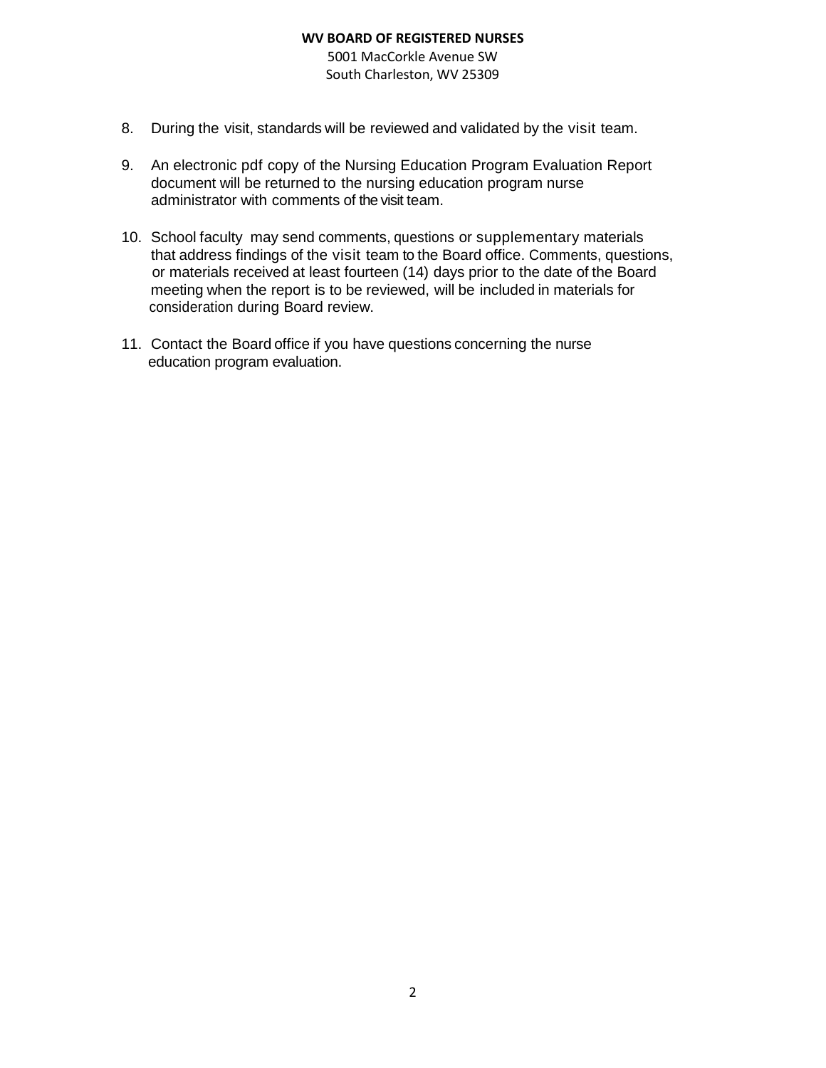8. During the visit, standards will be reviewed and validated by the visit team.

9. An electronic pdf copy of the Nursing Education Program Evaluation Report document will be returned to the nursing education program nurse administrator with comments of the visit team.

10. School faculty may send comments, questions or supplementary materials that address findings of the visit team to the Board office. Comments, questions, or materials received at least fourteen (14) days prior to the date of the Board meeting when the report is to be reviewed, will be included in materials for consideration during Board review.

11. Contact the Board office if you have questions concerning the nurse education program evaluation.